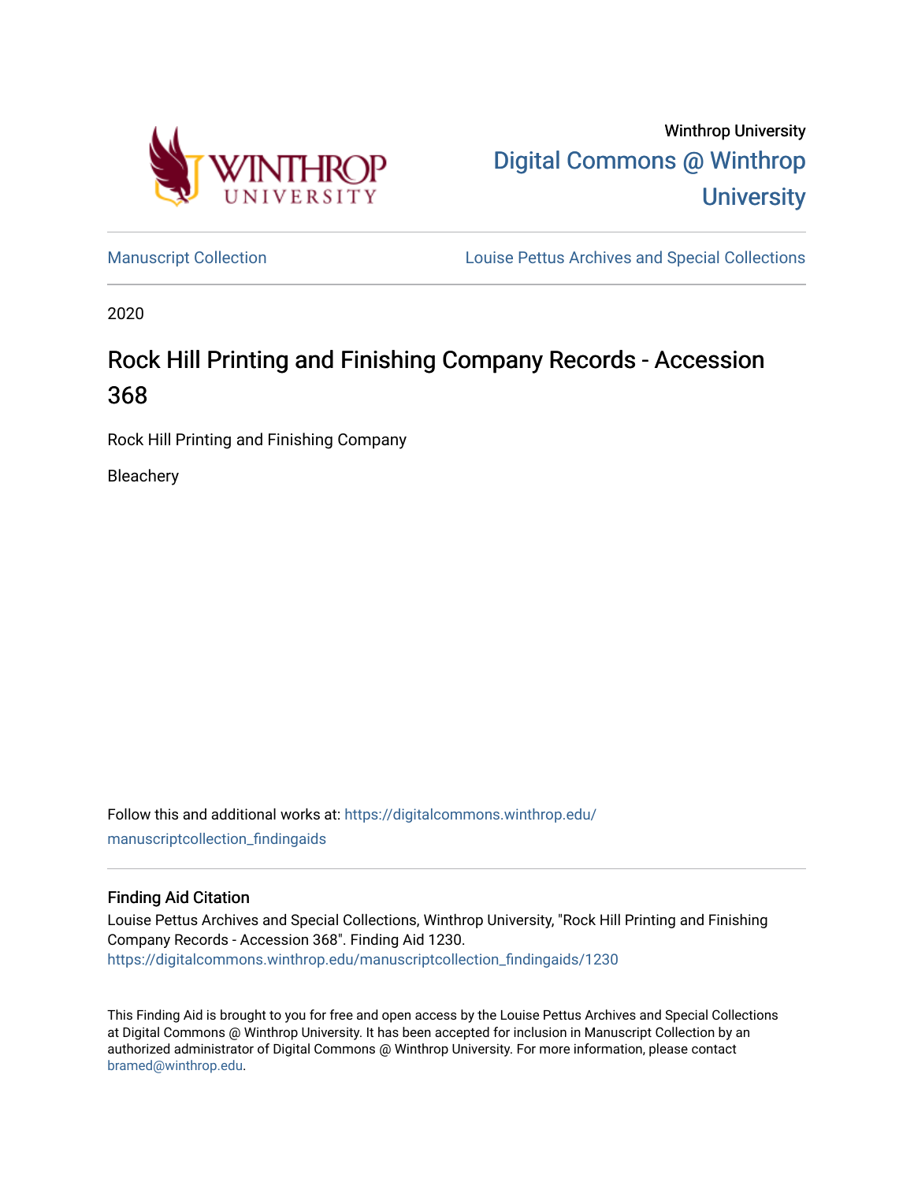Winthrop University

Digital Commons @ Winthrop University

Manuscript Collection

Louise Pettus Archives and Special Collections

2020

# Rock Hill Printing and Finishing Company Records - Accession 368

Rock Hill Printing and Finishing Company

Bleachery

Follow this and additional works at: https://digitalcommons.winthrop.edu/manuscriptcollection_findingaids

### Finding Aid Citation

Louise Pettus Archives and Special Collections, Winthrop University, "Rock Hill Printing and Finishing Company Records - Accession 368". Finding Aid 1230.
https://digitalcommons.winthrop.edu/manuscriptcollection_findingaids/1230

This Finding Aid is brought to you for free and open access by the Louise Pettus Archives and Special Collections at Digital Commons @ Winthrop University. It has been accepted for inclusion in Manuscript Collection by an authorized administrator of Digital Commons @ Winthrop University. For more information, please contact bramed@winthrop.edu.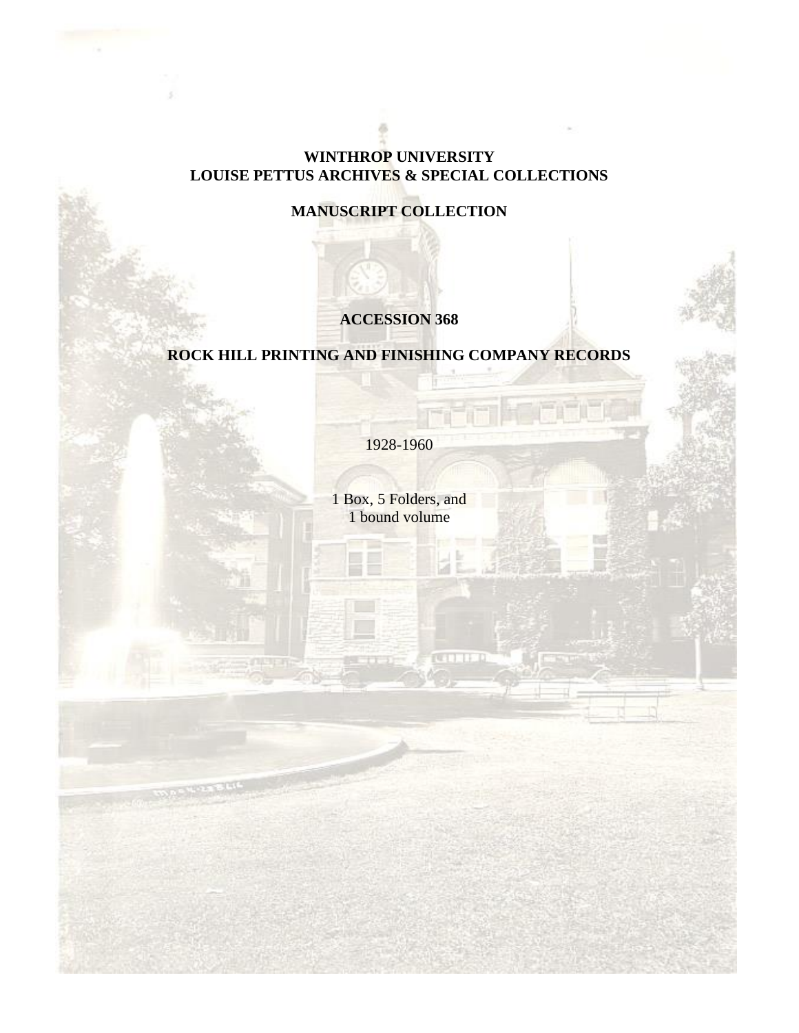**WINTHROP UNIVERSITY**
**LOUISE PETTUS ARCHIVES & SPECIAL COLLECTIONS**

**MANUSCRIPT COLLECTION**

**ACCESSION 368**

**ROCK HILL PRINTING AND FINISHING COMPANY RECORDS**

1928-1960

1 Box, 5 Folders, and
1 bound volume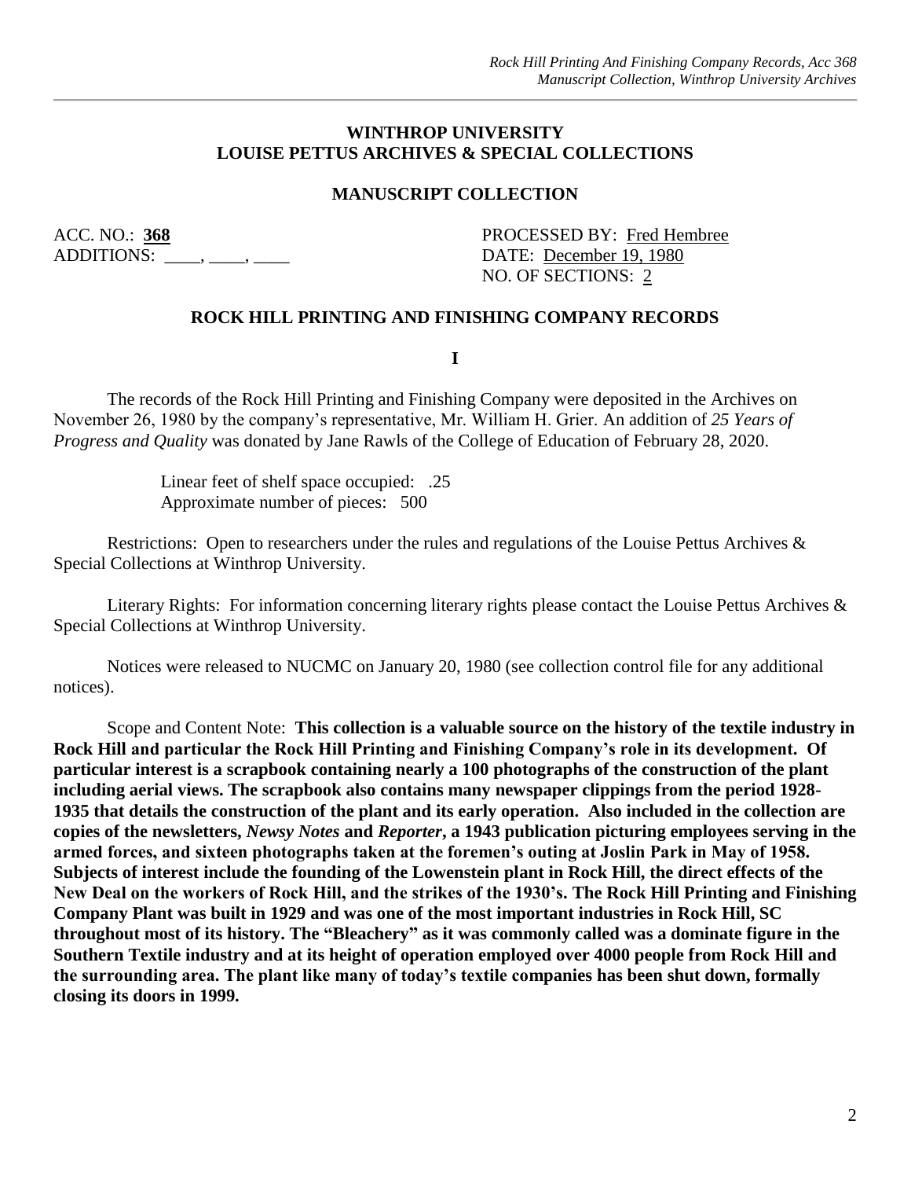**WINTHROP UNIVERSITY**
**LOUISE PETTUS ARCHIVES & SPECIAL COLLECTIONS**

**MANUSCRIPT COLLECTION**

ACC. NO.: **368**
ADDITIONS: ____, ____, ____

PROCESSED BY: Fred Hembree
DATE: December 19, 1980
NO. OF SECTIONS: 2

## ROCK HILL PRINTING AND FINISHING COMPANY RECORDS

**I**

The records of the Rock Hill Printing and Finishing Company were deposited in the Archives on November 26, 1980 by the company's representative, Mr. William H. Grier. An addition of *25 Years of Progress and Quality* was donated by Jane Rawls of the College of Education of February 28, 2020.

Linear feet of shelf space occupied: .25
Approximate number of pieces: 500

Restrictions: Open to researchers under the rules and regulations of the Louise Pettus Archives & Special Collections at Winthrop University.

Literary Rights: For information concerning literary rights please contact the Louise Pettus Archives & Special Collections at Winthrop University.

Notices were released to NUCMC on January 20, 1980 (see collection control file for any additional notices).

Scope and Content Note: **This collection is a valuable source on the history of the textile industry in Rock Hill and particular the Rock Hill Printing and Finishing Company's role in its development. Of particular interest is a scrapbook containing nearly a 100 photographs of the construction of the plant including aerial views. The scrapbook also contains many newspaper clippings from the period 1928-1935 that details the construction of the plant and its early operation. Also included in the collection are copies of the newsletters, *Newsy Notes* and *Reporter*, a 1943 publication picturing employees serving in the armed forces, and sixteen photographs taken at the foremen's outing at Joslin Park in May of 1958. Subjects of interest include the founding of the Lowenstein plant in Rock Hill, the direct effects of the New Deal on the workers of Rock Hill, and the strikes of the 1930's. The Rock Hill Printing and Finishing Company Plant was built in 1929 and was one of the most important industries in Rock Hill, SC throughout most of its history. The "Bleachery" as it was commonly called was a dominate figure in the Southern Textile industry and at its height of operation employed over 4000 people from Rock Hill and the surrounding area. The plant like many of today's textile companies has been shut down, formally closing its doors in 1999.**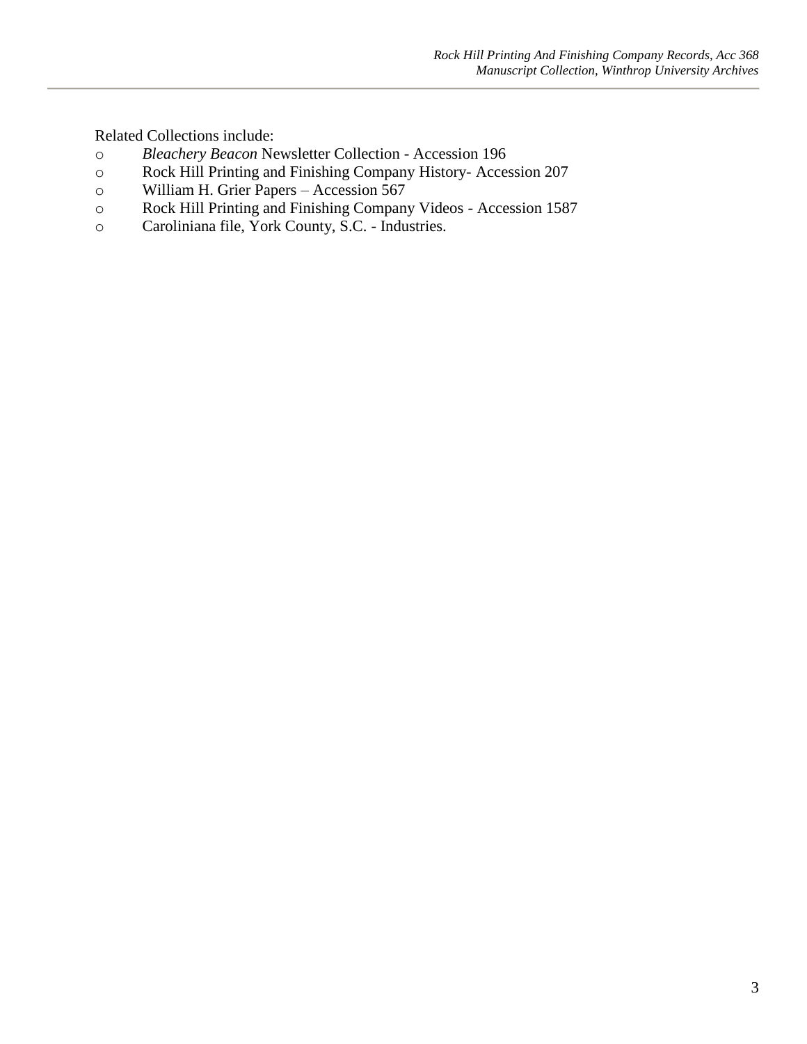Related Collections include:

- *Bleachery Beacon* Newsletter Collection - Accession 196
- Rock Hill Printing and Finishing Company History- Accession 207
- William H. Grier Papers – Accession 567
- Rock Hill Printing and Finishing Company Videos - Accession 1587
- Caroliniana file, York County, S.C. - Industries.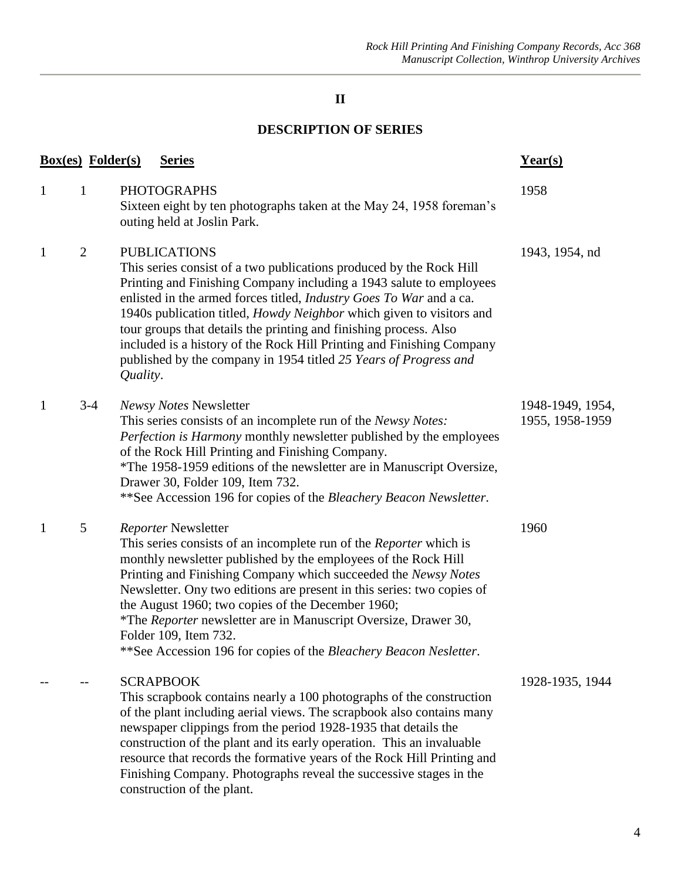## II

## DESCRIPTION OF SERIES

| Box(es) | Folder(s) | Series | Year(s) |
| --- | --- | --- | --- |
| 1 | 1 | PHOTOGRAPHS<br>Sixteen eight by ten photographs taken at the May 24, 1958 foreman's outing held at Joslin Park. | 1958 |
| 1 | 2 | PUBLICATIONS<br>This series consist of a two publications produced by the Rock Hill Printing and Finishing Company including a 1943 salute to employees enlisted in the armed forces titled, *Industry Goes To War* and a ca. 1940s publication titled, *Howdy Neighbor* which given to visitors and tour groups that details the printing and finishing process. Also included is a history of the Rock Hill Printing and Finishing Company published by the company in 1954 titled *25 Years of Progress and Quality*. | 1943, 1954, nd |
| 1 | 3-4 | *Newsy Notes* Newsletter<br>This series consists of an incomplete run of the *Newsy Notes: Perfection is Harmony* monthly newsletter published by the employees of the Rock Hill Printing and Finishing Company.<br>*The 1958-1959 editions of the newsletter are in Manuscript Oversize, Drawer 30, Folder 109, Item 732.<br>**See Accession 196 for copies of the *Bleachery Beacon Newsletter*. | 1948-1949, 1954, 1955, 1958-1959 |
| 1 | 5 | *Reporter* Newsletter<br>This series consists of an incomplete run of the *Reporter* which is monthly newsletter published by the employees of the Rock Hill Printing and Finishing Company which succeeded the *Newsy Notes* Newsletter. Ony two editions are present in this series: two copies of the August 1960; two copies of the December 1960;<br>*The *Reporter* newsletter are in Manuscript Oversize, Drawer 30, Folder 109, Item 732.<br>**See Accession 196 for copies of the *Bleachery Beacon Nesletter*. | 1960 |
| -- | -- | SCRAPBOOK<br>This scrapbook contains nearly a 100 photographs of the construction of the plant including aerial views. The scrapbook also contains many newspaper clippings from the period 1928-1935 that details the construction of the plant and its early operation. This an invaluable resource that records the formative years of the Rock Hill Printing and Finishing Company. Photographs reveal the successive stages in the construction of the plant. | 1928-1935, 1944 |